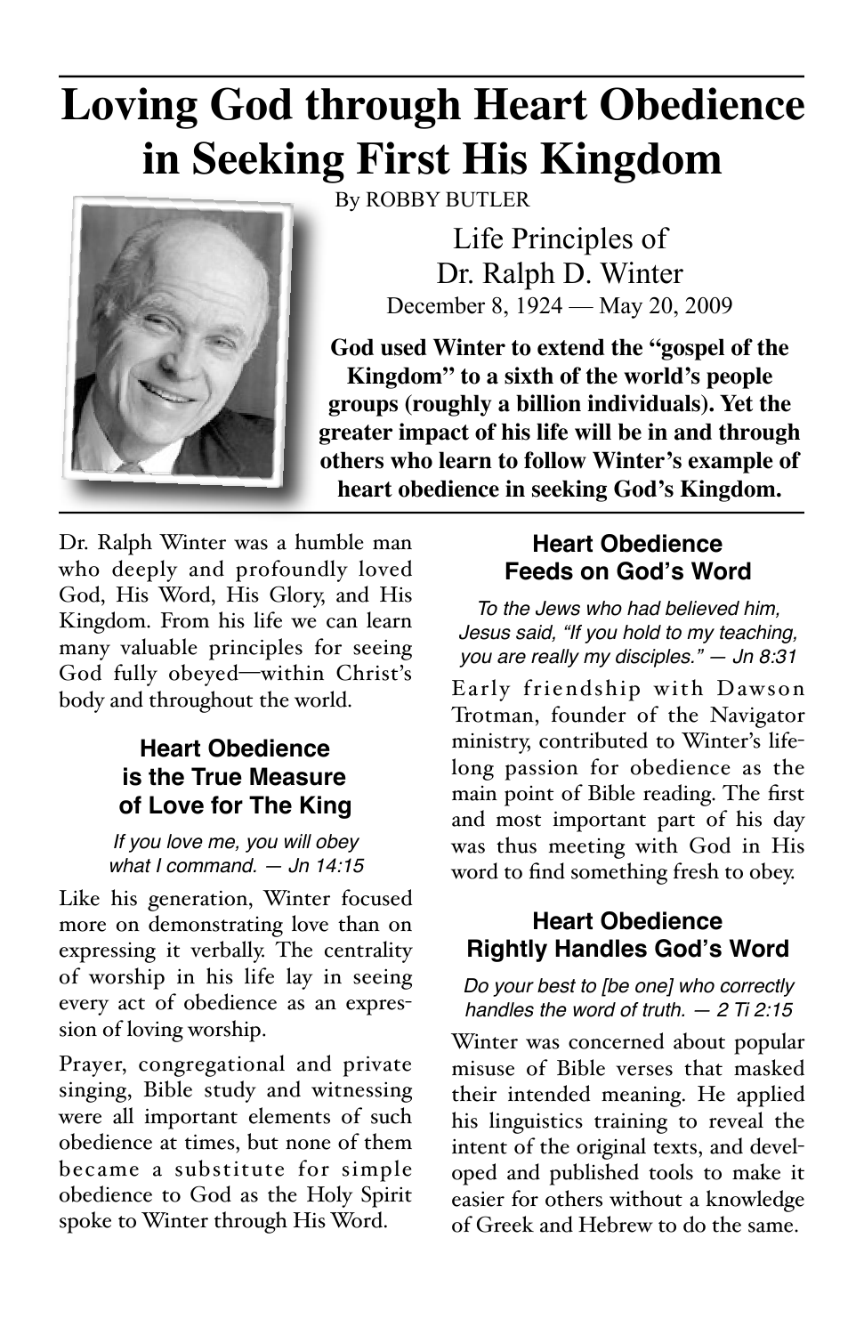# Loving God through Heart Obedience in Seeking First His Kingdom

By ROBBY BUTLER

Life Principles of
Dr. Ralph D. Winter
December 8, 1924 — May 20, 2009

**God used Winter to extend the "gospel of the Kingdom" to a sixth of the world's people groups (roughly a billion individuals). Yet the greater impact of his life will be in and through others who learn to follow Winter's example of heart obedience in seeking God's Kingdom.**

Dr. Ralph Winter was a humble man who deeply and profoundly loved God, His Word, His Glory, and His Kingdom. From his life we can learn many valuable principles for seeing God fully obeyed—within Christ's body and throughout the world.

### Heart Obedience is the True Measure of Love for The King

*If you love me, you will obey what I command. — Jn 14:15*

Like his generation, Winter focused more on demonstrating love than on expressing it verbally. The centrality of worship in his life lay in seeing every act of obedience as an expression of loving worship.

Prayer, congregational and private singing, Bible study and witnessing were all important elements of such obedience at times, but none of them became a substitute for simple obedience to God as the Holy Spirit spoke to Winter through His Word.

### Heart Obedience Feeds on God's Word

*To the Jews who had believed him, Jesus said, "If you hold to my teaching, you are really my disciples." — Jn 8:31*

Early friendship with Dawson Trotman, founder of the Navigator ministry, contributed to Winter's lifelong passion for obedience as the main point of Bible reading. The first and most important part of his day was thus meeting with God in His word to find something fresh to obey.

### Heart Obedience Rightly Handles God's Word

*Do your best to [be one] who correctly handles the word of truth. — 2 Ti 2:15*

Winter was concerned about popular misuse of Bible verses that masked their intended meaning. He applied his linguistics training to reveal the intent of the original texts, and developed and published tools to make it easier for others without a knowledge of Greek and Hebrew to do the same.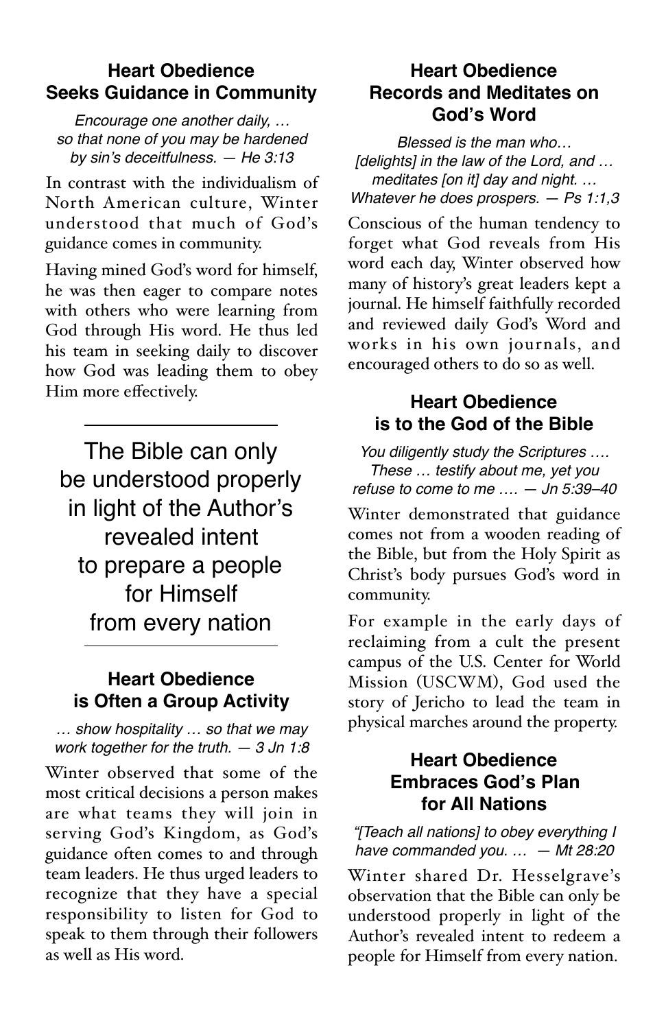## Heart Obedience Seeks Guidance in Community

*Encourage one another daily, … so that none of you may be hardened by sin's deceitfulness. — He 3:13*

In contrast with the individualism of North American culture, Winter understood that much of God's guidance comes in community.

Having mined God's word for himself, he was then eager to compare notes with others who were learning from God through His word. He thus led his team in seeking daily to discover how God was leading them to obey Him more effectively.

---

The Bible can only be understood properly in light of the Author's revealed intent to prepare a people for Himself from every nation

---

## Heart Obedience is Often a Group Activity

*… show hospitality … so that we may work together for the truth. — 3 Jn 1:8*

Winter observed that some of the most critical decisions a person makes are what teams they will join in serving God's Kingdom, as God's guidance often comes to and through team leaders. He thus urged leaders to recognize that they have a special responsibility to listen for God to speak to them through their followers as well as His word.

## Heart Obedience Records and Meditates on God's Word

*Blessed is the man who… [delights] in the law of the Lord, and … meditates [on it] day and night. … Whatever he does prospers. — Ps 1:1,3*

Conscious of the human tendency to forget what God reveals from His word each day, Winter observed how many of history's great leaders kept a journal. He himself faithfully recorded and reviewed daily God's Word and works in his own journals, and encouraged others to do so as well.

## Heart Obedience is to the God of the Bible

*You diligently study the Scriptures …. These … testify about me, yet you refuse to come to me …. — Jn 5:39–40*

Winter demonstrated that guidance comes not from a wooden reading of the Bible, but from the Holy Spirit as Christ's body pursues God's word in community.

For example in the early days of reclaiming from a cult the present campus of the U.S. Center for World Mission (USCWM), God used the story of Jericho to lead the team in physical marches around the property.

## Heart Obedience Embraces God's Plan for All Nations

*"[Teach all nations] to obey everything I have commanded you. … — Mt 28:20*

Winter shared Dr. Hesselgrave's observation that the Bible can only be understood properly in light of the Author's revealed intent to redeem a people for Himself from every nation.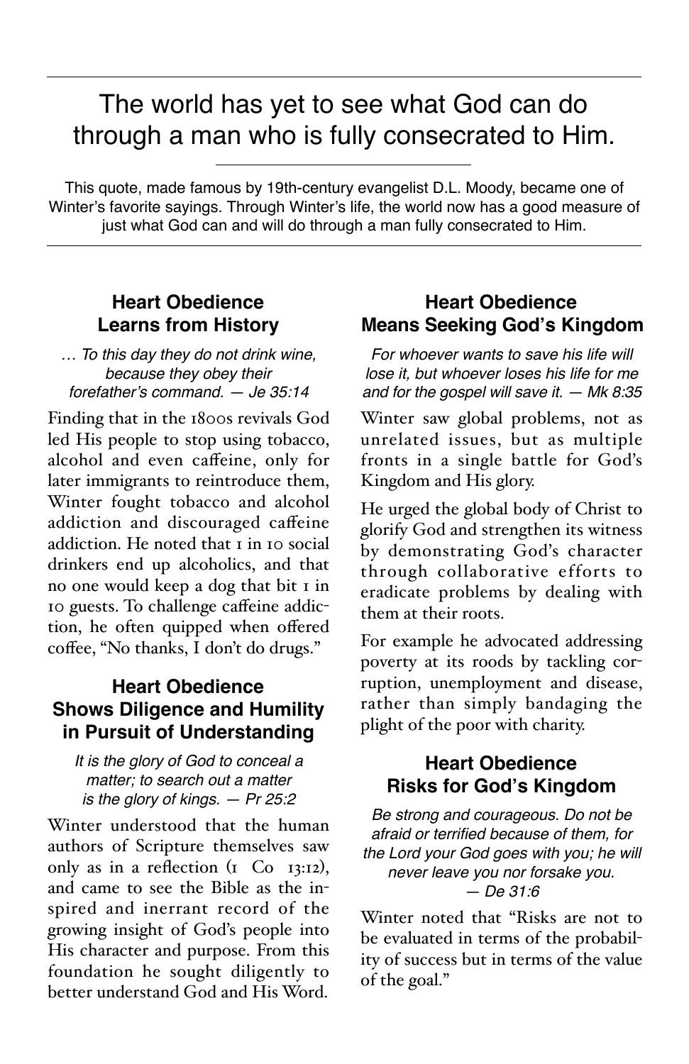# The world has yet to see what God can do through a man who is fully consecrated to Him.

This quote, made famous by 19th-century evangelist D.L. Moody, became one of Winter's favorite sayings. Through Winter's life, the world now has a good measure of just what God can and will do through a man fully consecrated to Him.

## Heart Obedience Learns from History

*… To this day they do not drink wine, because they obey their forefather's command. — Je 35:14*

Finding that in the 1800s revivals God led His people to stop using tobacco, alcohol and even caffeine, only for later immigrants to reintroduce them, Winter fought tobacco and alcohol addiction and discouraged caffeine addiction. He noted that 1 in 10 social drinkers end up alcoholics, and that no one would keep a dog that bit 1 in 10 guests. To challenge caffeine addiction, he often quipped when offered coffee, "No thanks, I don't do drugs."

## Heart Obedience Shows Diligence and Humility in Pursuit of Understanding

*It is the glory of God to conceal a matter; to search out a matter is the glory of kings. — Pr 25:2*

Winter understood that the human authors of Scripture themselves saw only as in a reflection (1 Co 13:12), and came to see the Bible as the inspired and inerrant record of the growing insight of God's people into His character and purpose. From this foundation he sought diligently to better understand God and His Word.

## Heart Obedience Means Seeking God's Kingdom

*For whoever wants to save his life will lose it, but whoever loses his life for me and for the gospel will save it. — Mk 8:35*

Winter saw global problems, not as unrelated issues, but as multiple fronts in a single battle for God's Kingdom and His glory.

He urged the global body of Christ to glorify God and strengthen its witness by demonstrating God's character through collaborative efforts to eradicate problems by dealing with them at their roots.

For example he advocated addressing poverty at its roods by tackling corruption, unemployment and disease, rather than simply bandaging the plight of the poor with charity.

## Heart Obedience Risks for God's Kingdom

*Be strong and courageous. Do not be afraid or terrified because of them, for the Lord your God goes with you; he will never leave you nor forsake you. — De 31:6*

Winter noted that "Risks are not to be evaluated in terms of the probability of success but in terms of the value of the goal."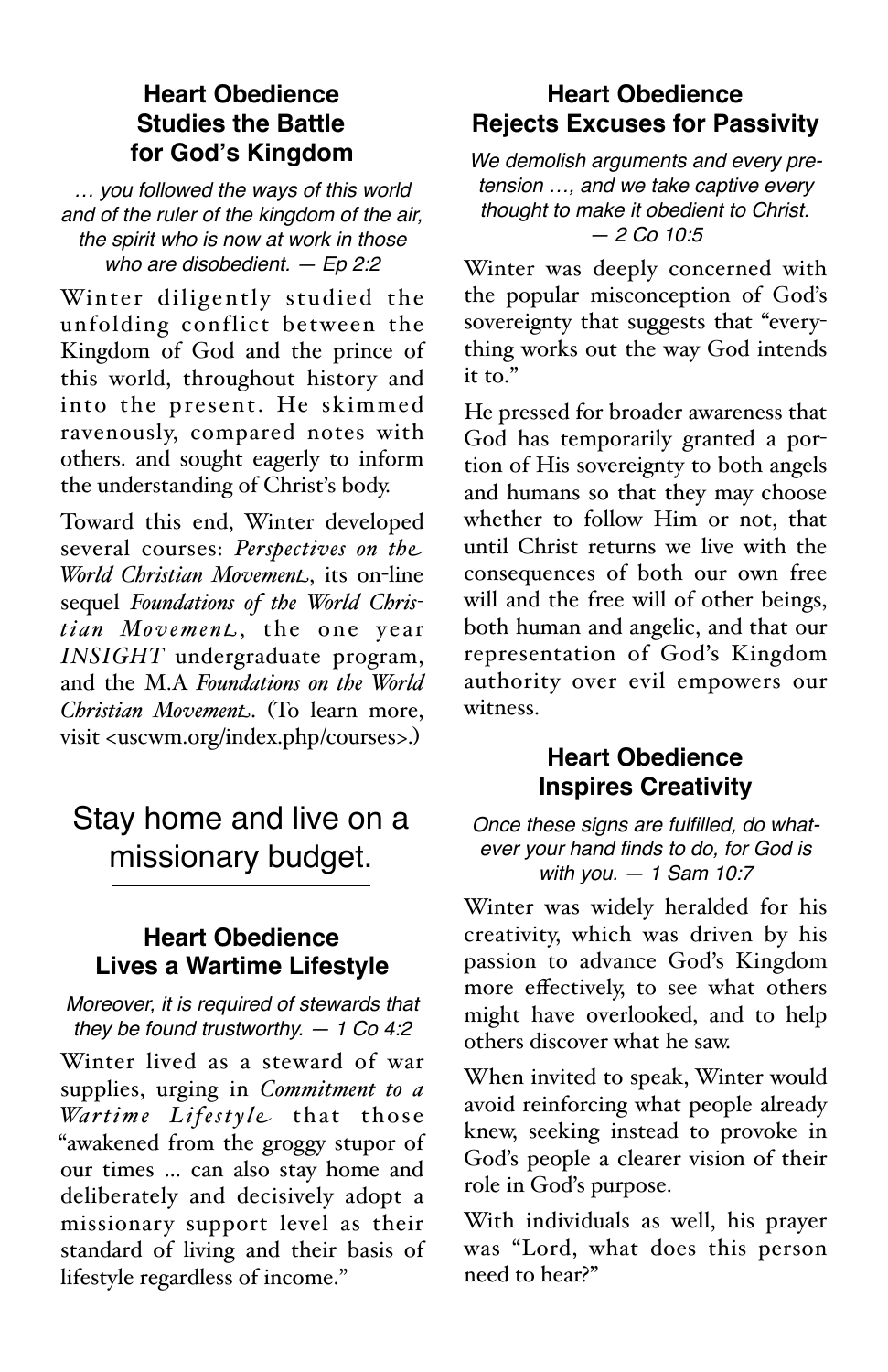## Heart Obedience Studies the Battle for God's Kingdom

*… you followed the ways of this world and of the ruler of the kingdom of the air, the spirit who is now at work in those who are disobedient. — Ep 2:2*

Winter diligently studied the unfolding conflict between the Kingdom of God and the prince of this world, throughout history and into the present. He skimmed ravenously, compared notes with others. and sought eagerly to inform the understanding of Christ's body.

Toward this end, Winter developed several courses: *Perspectives on the World Christian Movement*, its on-line sequel *Foundations of the World Christian Movement*, the one year *INSIGHT* undergraduate program, and the M.A *Foundations on the World Christian Movement*. (To learn more, visit <uscwm.org/index.php/courses>.)

---

Stay home and live on a missionary budget.

---

## Heart Obedience Lives a Wartime Lifestyle

*Moreover, it is required of stewards that they be found trustworthy. — 1 Co 4:2*

Winter lived as a steward of war supplies, urging in *Commitment to a Wartime Lifestyle* that those "awakened from the groggy stupor of our times ... can also stay home and deliberately and decisively adopt a missionary support level as their standard of living and their basis of lifestyle regardless of income."

## Heart Obedience Rejects Excuses for Passivity

*We demolish arguments and every pretension …, and we take captive every thought to make it obedient to Christ. — 2 Co 10:5*

Winter was deeply concerned with the popular misconception of God's sovereignty that suggests that "everything works out the way God intends it to."

He pressed for broader awareness that God has temporarily granted a portion of His sovereignty to both angels and humans so that they may choose whether to follow Him or not, that until Christ returns we live with the consequences of both our own free will and the free will of other beings, both human and angelic, and that our representation of God's Kingdom authority over evil empowers our witness.

## Heart Obedience Inspires Creativity

*Once these signs are fulfilled, do whatever your hand finds to do, for God is with you. — 1 Sam 10:7*

Winter was widely heralded for his creativity, which was driven by his passion to advance God's Kingdom more effectively, to see what others might have overlooked, and to help others discover what he saw.

When invited to speak, Winter would avoid reinforcing what people already knew, seeking instead to provoke in God's people a clearer vision of their role in God's purpose.

With individuals as well, his prayer was "Lord, what does this person need to hear?"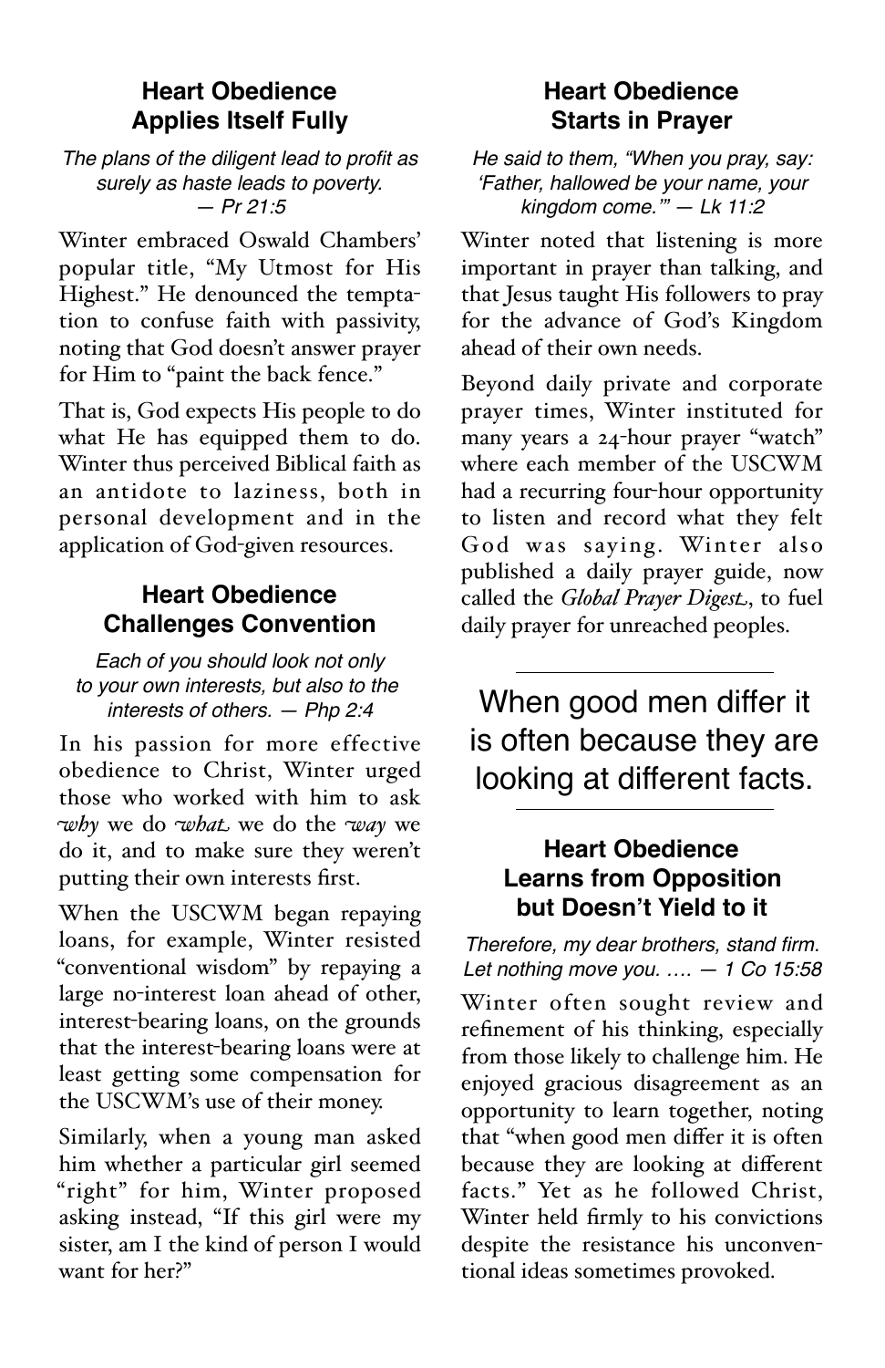## Heart Obedience Applies Itself Fully

*The plans of the diligent lead to profit as surely as haste leads to poverty. — Pr 21:5*

Winter embraced Oswald Chambers' popular title, "My Utmost for His Highest." He denounced the temptation to confuse faith with passivity, noting that God doesn't answer prayer for Him to "paint the back fence."

That is, God expects His people to do what He has equipped them to do. Winter thus perceived Biblical faith as an antidote to laziness, both in personal development and in the application of God-given resources.

## Heart Obedience Challenges Convention

*Each of you should look not only to your own interests, but also to the interests of others. — Php 2:4*

In his passion for more effective obedience to Christ, Winter urged those who worked with him to ask *why* we do *what* we do the *way* we do it, and to make sure they weren't putting their own interests first.

When the USCWM began repaying loans, for example, Winter resisted "conventional wisdom" by repaying a large no-interest loan ahead of other, interest-bearing loans, on the grounds that the interest-bearing loans were at least getting some compensation for the USCWM's use of their money.

Similarly, when a young man asked him whether a particular girl seemed "right" for him, Winter proposed asking instead, "If this girl were my sister, am I the kind of person I would want for her?"

## Heart Obedience Starts in Prayer

*He said to them, "When you pray, say: 'Father, hallowed be your name, your kingdom come.'" — Lk 11:2*

Winter noted that listening is more important in prayer than talking, and that Jesus taught His followers to pray for the advance of God's Kingdom ahead of their own needs.

Beyond daily private and corporate prayer times, Winter instituted for many years a 24-hour prayer "watch" where each member of the USCWM had a recurring four-hour opportunity to listen and record what they felt God was saying. Winter also published a daily prayer guide, now called the *Global Prayer Digest*, to fuel daily prayer for unreached peoples.

---

When good men differ it is often because they are looking at different facts.

---

## Heart Obedience Learns from Opposition but Doesn't Yield to it

*Therefore, my dear brothers, stand firm. Let nothing move you. …. — 1 Co 15:58*

Winter often sought review and refinement of his thinking, especially from those likely to challenge him. He enjoyed gracious disagreement as an opportunity to learn together, noting that "when good men differ it is often because they are looking at different facts." Yet as he followed Christ, Winter held firmly to his convictions despite the resistance his unconventional ideas sometimes provoked.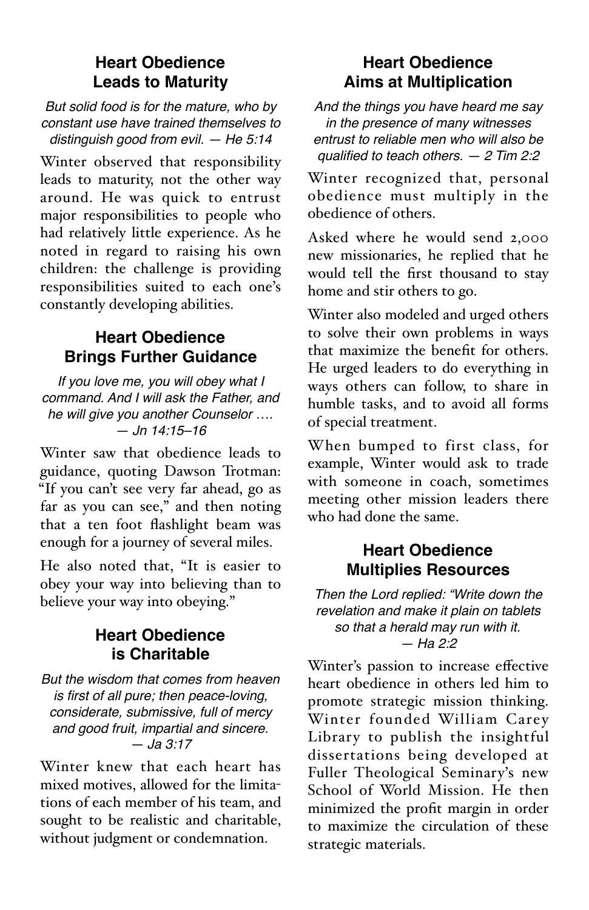## Heart Obedience Leads to Maturity

*But solid food is for the mature, who by constant use have trained themselves to distinguish good from evil. — He 5:14*

Winter observed that responsibility leads to maturity, not the other way around. He was quick to entrust major responsibilities to people who had relatively little experience. As he noted in regard to raising his own children: the challenge is providing responsibilities suited to each one's constantly developing abilities.

## Heart Obedience Brings Further Guidance

*If you love me, you will obey what I command. And I will ask the Father, and he will give you another Counselor …. — Jn 14:15–16*

Winter saw that obedience leads to guidance, quoting Dawson Trotman: "If you can't see very far ahead, go as far as you can see," and then noting that a ten foot flashlight beam was enough for a journey of several miles.

He also noted that, "It is easier to obey your way into believing than to believe your way into obeying."

## Heart Obedience is Charitable

*But the wisdom that comes from heaven is first of all pure; then peace-loving, considerate, submissive, full of mercy and good fruit, impartial and sincere. — Ja 3:17*

Winter knew that each heart has mixed motives, allowed for the limitations of each member of his team, and sought to be realistic and charitable, without judgment or condemnation.

## Heart Obedience Aims at Multiplication

*And the things you have heard me say in the presence of many witnesses entrust to reliable men who will also be qualified to teach others. — 2 Tim 2:2*

Winter recognized that, personal obedience must multiply in the obedience of others.

Asked where he would send 2,000 new missionaries, he replied that he would tell the first thousand to stay home and stir others to go.

Winter also modeled and urged others to solve their own problems in ways that maximize the benefit for others. He urged leaders to do everything in ways others can follow, to share in humble tasks, and to avoid all forms of special treatment.

When bumped to first class, for example, Winter would ask to trade with someone in coach, sometimes meeting other mission leaders there who had done the same.

## Heart Obedience Multiplies Resources

*Then the Lord replied: "Write down the revelation and make it plain on tablets so that a herald may run with it. — Ha 2:2*

Winter's passion to increase effective heart obedience in others led him to promote strategic mission thinking. Winter founded William Carey Library to publish the insightful dissertations being developed at Fuller Theological Seminary's new School of World Mission. He then minimized the profit margin in order to maximize the circulation of these strategic materials.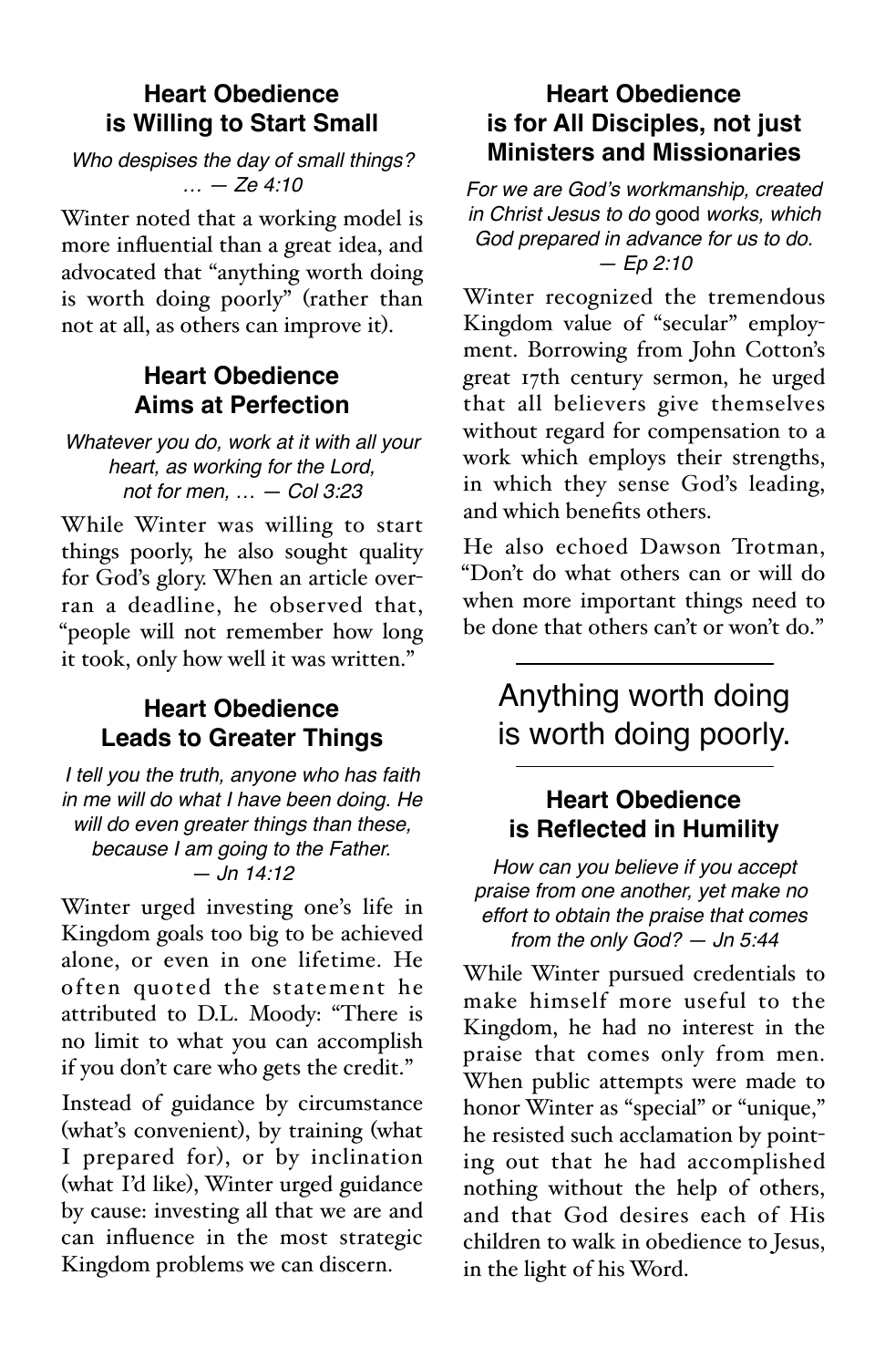## Heart Obedience is Willing to Start Small

*Who despises the day of small things? … — Ze 4:10*

Winter noted that a working model is more influential than a great idea, and advocated that "anything worth doing is worth doing poorly" (rather than not at all, as others can improve it).

## Heart Obedience Aims at Perfection

*Whatever you do, work at it with all your heart, as working for the Lord, not for men, … — Col 3:23*

While Winter was willing to start things poorly, he also sought quality for God's glory. When an article overran a deadline, he observed that, "people will not remember how long it took, only how well it was written."

## Heart Obedience Leads to Greater Things

*I tell you the truth, anyone who has faith in me will do what I have been doing. He will do even greater things than these, because I am going to the Father. — Jn 14:12*

Winter urged investing one's life in Kingdom goals too big to be achieved alone, or even in one lifetime. He often quoted the statement he attributed to D.L. Moody: "There is no limit to what you can accomplish if you don't care who gets the credit."

Instead of guidance by circumstance (what's convenient), by training (what I prepared for), or by inclination (what I'd like), Winter urged guidance by cause: investing all that we are and can influence in the most strategic Kingdom problems we can discern.

## Heart Obedience is for All Disciples, not just Ministers and Missionaries

*For we are God's workmanship, created in Christ Jesus to do* good *works, which God prepared in advance for us to do. — Ep 2:10*

Winter recognized the tremendous Kingdom value of "secular" employment. Borrowing from John Cotton's great 17th century sermon, he urged that all believers give themselves without regard for compensation to a work which employs their strengths, in which they sense God's leading, and which benefits others.

He also echoed Dawson Trotman, "Don't do what others can or will do when more important things need to be done that others can't or won't do."

---

Anything worth doing is worth doing poorly.

---

## Heart Obedience is Reflected in Humility

*How can you believe if you accept praise from one another, yet make no effort to obtain the praise that comes from the only God? — Jn 5:44*

While Winter pursued credentials to make himself more useful to the Kingdom, he had no interest in the praise that comes only from men. When public attempts were made to honor Winter as "special" or "unique," he resisted such acclamation by pointing out that he had accomplished nothing without the help of others, and that God desires each of His children to walk in obedience to Jesus, in the light of his Word.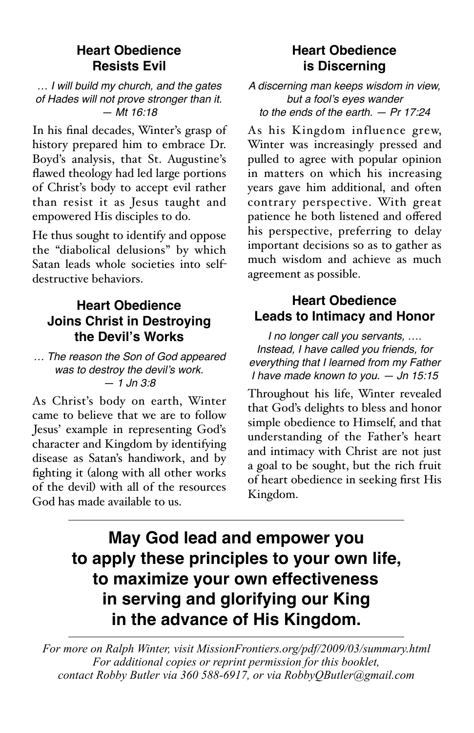## Heart Obedience Resists Evil

*… I will build my church, and the gates of Hades will not prove stronger than it. — Mt 16:18*

In his final decades, Winter's grasp of history prepared him to embrace Dr. Boyd's analysis, that St. Augustine's flawed theology had led large portions of Christ's body to accept evil rather than resist it as Jesus taught and empowered His disciples to do.

He thus sought to identify and oppose the "diabolical delusions" by which Satan leads whole societies into self-destructive behaviors.

## Heart Obedience Joins Christ in Destroying the Devil's Works

*… The reason the Son of God appeared was to destroy the devil's work. — 1 Jn 3:8*

As Christ's body on earth, Winter came to believe that we are to follow Jesus' example in representing God's character and Kingdom by identifying disease as Satan's handiwork, and by fighting it (along with all other works of the devil) with all of the resources God has made available to us.

## Heart Obedience is Discerning

*A discerning man keeps wisdom in view, but a fool's eyes wander to the ends of the earth. — Pr 17:24*

As his Kingdom influence grew, Winter was increasingly pressed and pulled to agree with popular opinion in matters on which his increasing years gave him additional, and often contrary perspective. With great patience he both listened and offered his perspective, preferring to delay important decisions so as to gather as much wisdom and achieve as much agreement as possible.

## Heart Obedience Leads to Intimacy and Honor

*I no longer call you servants, …. Instead, I have called you friends, for everything that I learned from my Father I have made known to you. — Jn 15:15*

Throughout his life, Winter revealed that God's delights to bless and honor simple obedience to Himself, and that understanding of the Father's heart and intimacy with Christ are not just a goal to be sought, but the rich fruit of heart obedience in seeking first His Kingdom.

---

**May God lead and empower you to apply these principles to your own life, to maximize your own effectiveness in serving and glorifying our King in the advance of His Kingdom.**

---

*For more on Ralph Winter, visit MissionFrontiers.org/pdf/2009/03/summary.html*
*For additional copies or reprint permission for this booklet, contact Robby Butler via 360 588-6917, or via RobbyQButler@gmail.com*